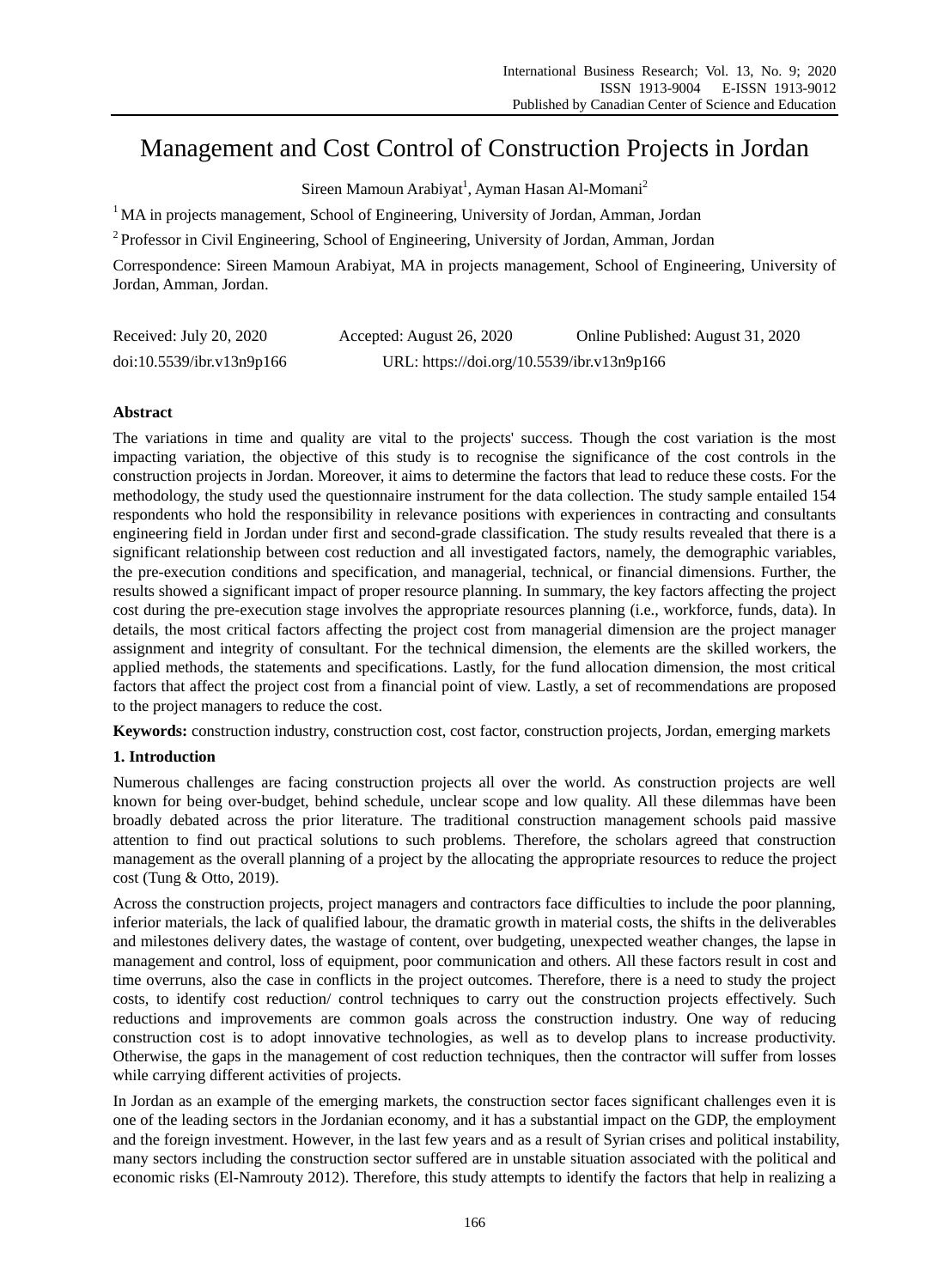# Management and Cost Control of Construction Projects in Jordan

Sireen Mamoun Arabiyat[1], Ayman Hasan Al-Momani[2]

[1] MA in projects management, School of Engineering, University of Jordan, Amman, Jordan

[2] Professor in Civil Engineering, School of Engineering, University of Jordan, Amman, Jordan

Correspondence: Sireen Mamoun Arabiyat, MA in projects management, School of Engineering, University of Jordan, Amman, Jordan.

Received: July 20, 2020 Accepted: August 26, 2020 Online Published: August 31, 2020

doi:10.5539/ibr.v13n9p166 URL: https://doi.org/10.5539/ibr.v13n9p166

## Abstract

The variations in time and quality are vital to the projects' success. Though the cost variation is the most impacting variation, the objective of this study is to recognise the significance of the cost controls in the construction projects in Jordan. Moreover, it aims to determine the factors that lead to reduce these costs. For the methodology, the study used the questionnaire instrument for the data collection. The study sample entailed 154 respondents who hold the responsibility in relevance positions with experiences in contracting and consultants engineering field in Jordan under first and second-grade classification. The study results revealed that there is a significant relationship between cost reduction and all investigated factors, namely, the demographic variables, the pre-execution conditions and specification, and managerial, technical, or financial dimensions. Further, the results showed a significant impact of proper resource planning. In summary, the key factors affecting the project cost during the pre-execution stage involves the appropriate resources planning (i.e., workforce, funds, data). In details, the most critical factors affecting the project cost from managerial dimension are the project manager assignment and integrity of consultant. For the technical dimension, the elements are the skilled workers, the applied methods, the statements and specifications. Lastly, for the fund allocation dimension, the most critical factors that affect the project cost from a financial point of view. Lastly, a set of recommendations are proposed to the project managers to reduce the cost.

**Keywords:** construction industry, construction cost, cost factor, construction projects, Jordan, emerging markets

## 1. Introduction

Numerous challenges are facing construction projects all over the world. As construction projects are well known for being over-budget, behind schedule, unclear scope and low quality. All these dilemmas have been broadly debated across the prior literature. The traditional construction management schools paid massive attention to find out practical solutions to such problems. Therefore, the scholars agreed that construction management as the overall planning of a project by the allocating the appropriate resources to reduce the project cost (Tung & Otto, 2019).

Across the construction projects, project managers and contractors face difficulties to include the poor planning, inferior materials, the lack of qualified labour, the dramatic growth in material costs, the shifts in the deliverables and milestones delivery dates, the wastage of content, over budgeting, unexpected weather changes, the lapse in management and control, loss of equipment, poor communication and others. All these factors result in cost and time overruns, also the case in conflicts in the project outcomes. Therefore, there is a need to study the project costs, to identify cost reduction/ control techniques to carry out the construction projects effectively. Such reductions and improvements are common goals across the construction industry. One way of reducing construction cost is to adopt innovative technologies, as well as to develop plans to increase productivity. Otherwise, the gaps in the management of cost reduction techniques, then the contractor will suffer from losses while carrying different activities of projects.

In Jordan as an example of the emerging markets, the construction sector faces significant challenges even it is one of the leading sectors in the Jordanian economy, and it has a substantial impact on the GDP, the employment and the foreign investment. However, in the last few years and as a result of Syrian crises and political instability, many sectors including the construction sector suffered are in unstable situation associated with the political and economic risks (El-Namrouty 2012). Therefore, this study attempts to identify the factors that help in realizing a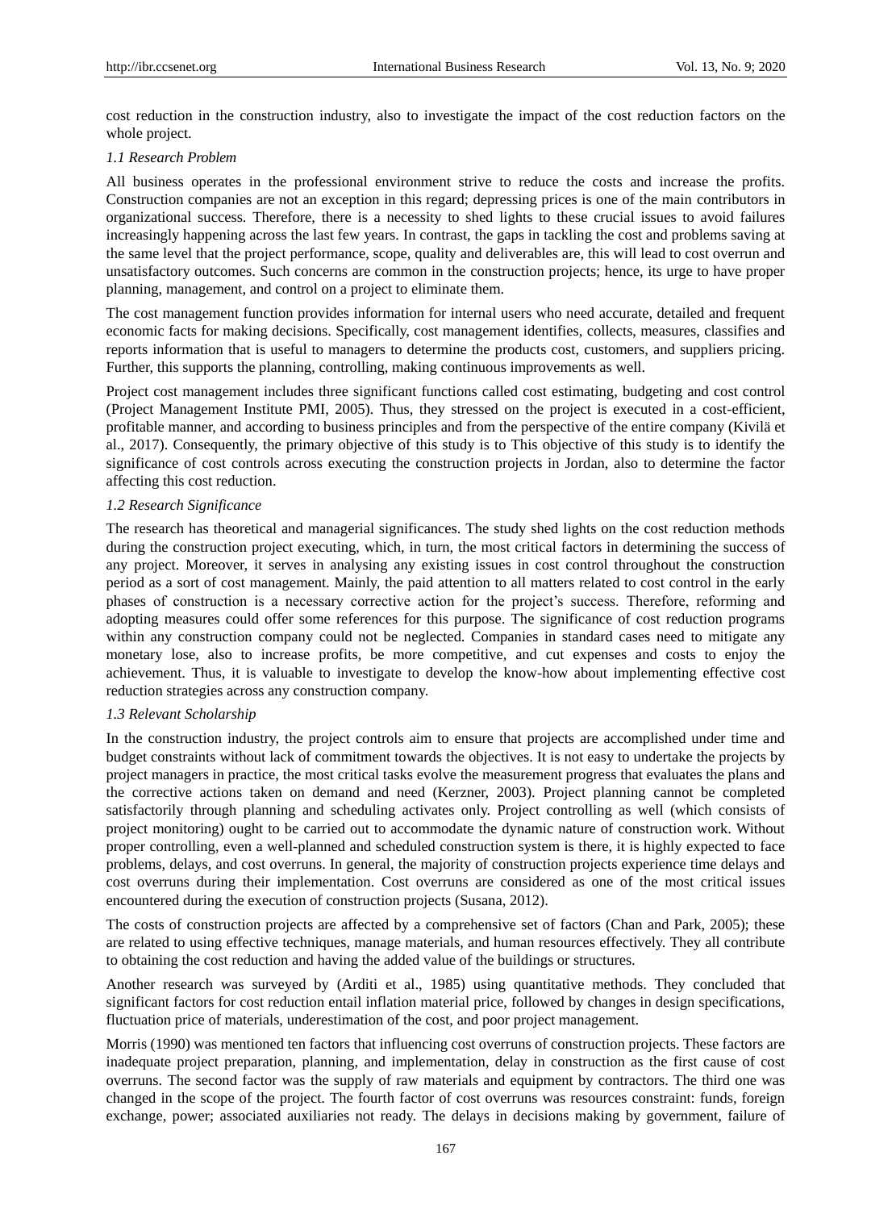cost reduction in the construction industry, also to investigate the impact of the cost reduction factors on the whole project.

### *1.1 Research Problem*

All business operates in the professional environment strive to reduce the costs and increase the profits. Construction companies are not an exception in this regard; depressing prices is one of the main contributors in organizational success. Therefore, there is a necessity to shed lights to these crucial issues to avoid failures increasingly happening across the last few years. In contrast, the gaps in tackling the cost and problems saving at the same level that the project performance, scope, quality and deliverables are, this will lead to cost overrun and unsatisfactory outcomes. Such concerns are common in the construction projects; hence, its urge to have proper planning, management, and control on a project to eliminate them.

The cost management function provides information for internal users who need accurate, detailed and frequent economic facts for making decisions. Specifically, cost management identifies, collects, measures, classifies and reports information that is useful to managers to determine the products cost, customers, and suppliers pricing. Further, this supports the planning, controlling, making continuous improvements as well.

Project cost management includes three significant functions called cost estimating, budgeting and cost control (Project Management Institute PMI, 2005). Thus, they stressed on the project is executed in a cost-efficient, profitable manner, and according to business principles and from the perspective of the entire company (Kivilä et al., 2017). Consequently, the primary objective of this study is to This objective of this study is to identify the significance of cost controls across executing the construction projects in Jordan, also to determine the factor affecting this cost reduction.

### *1.2 Research Significance*

The research has theoretical and managerial significances. The study shed lights on the cost reduction methods during the construction project executing, which, in turn, the most critical factors in determining the success of any project. Moreover, it serves in analysing any existing issues in cost control throughout the construction period as a sort of cost management. Mainly, the paid attention to all matters related to cost control in the early phases of construction is a necessary corrective action for the project's success. Therefore, reforming and adopting measures could offer some references for this purpose. The significance of cost reduction programs within any construction company could not be neglected. Companies in standard cases need to mitigate any monetary lose, also to increase profits, be more competitive, and cut expenses and costs to enjoy the achievement. Thus, it is valuable to investigate to develop the know-how about implementing effective cost reduction strategies across any construction company.

### *1.3 Relevant Scholarship*

In the construction industry, the project controls aim to ensure that projects are accomplished under time and budget constraints without lack of commitment towards the objectives. It is not easy to undertake the projects by project managers in practice, the most critical tasks evolve the measurement progress that evaluates the plans and the corrective actions taken on demand and need (Kerzner, 2003). Project planning cannot be completed satisfactorily through planning and scheduling activates only. Project controlling as well (which consists of project monitoring) ought to be carried out to accommodate the dynamic nature of construction work. Without proper controlling, even a well-planned and scheduled construction system is there, it is highly expected to face problems, delays, and cost overruns. In general, the majority of construction projects experience time delays and cost overruns during their implementation. Cost overruns are considered as one of the most critical issues encountered during the execution of construction projects (Susana, 2012).

The costs of construction projects are affected by a comprehensive set of factors (Chan and Park, 2005); these are related to using effective techniques, manage materials, and human resources effectively. They all contribute to obtaining the cost reduction and having the added value of the buildings or structures.

Another research was surveyed by (Arditi et al., 1985) using quantitative methods. They concluded that significant factors for cost reduction entail inflation material price, followed by changes in design specifications, fluctuation price of materials, underestimation of the cost, and poor project management.

Morris (1990) was mentioned ten factors that influencing cost overruns of construction projects. These factors are inadequate project preparation, planning, and implementation, delay in construction as the first cause of cost overruns. The second factor was the supply of raw materials and equipment by contractors. The third one was changed in the scope of the project. The fourth factor of cost overruns was resources constraint: funds, foreign exchange, power; associated auxiliaries not ready. The delays in decisions making by government, failure of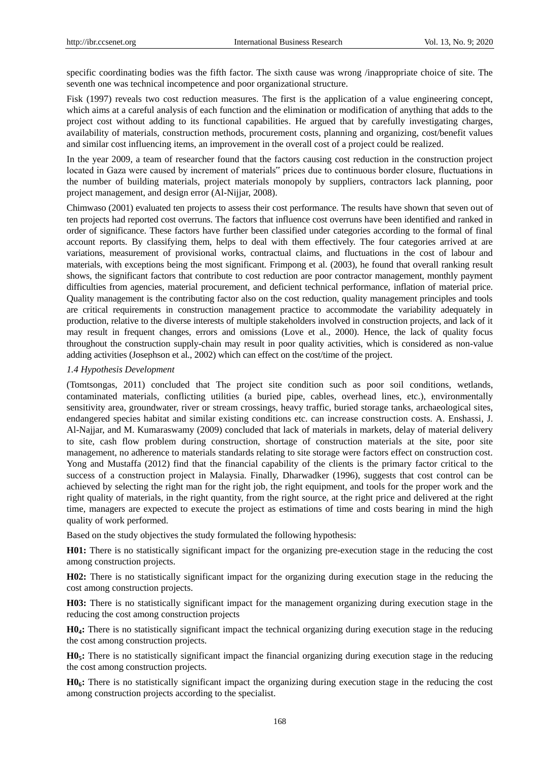specific coordinating bodies was the fifth factor. The sixth cause was wrong /inappropriate choice of site. The seventh one was technical incompetence and poor organizational structure.

Fisk (1997) reveals two cost reduction measures. The first is the application of a value engineering concept, which aims at a careful analysis of each function and the elimination or modification of anything that adds to the project cost without adding to its functional capabilities. He argued that by carefully investigating charges, availability of materials, construction methods, procurement costs, planning and organizing, cost/benefit values and similar cost influencing items, an improvement in the overall cost of a project could be realized.

In the year 2009, a team of researcher found that the factors causing cost reduction in the construction project located in Gaza were caused by increment of materials" prices due to continuous border closure, fluctuations in the number of building materials, project materials monopoly by suppliers, contractors lack planning, poor project management, and design error (Al-Nijjar, 2008).

Chimwaso (2001) evaluated ten projects to assess their cost performance. The results have shown that seven out of ten projects had reported cost overruns. The factors that influence cost overruns have been identified and ranked in order of significance. These factors have further been classified under categories according to the formal of final account reports. By classifying them, helps to deal with them effectively. The four categories arrived at are variations, measurement of provisional works, contractual claims, and fluctuations in the cost of labour and materials, with exceptions being the most significant. Frimpong et al. (2003), he found that overall ranking result shows, the significant factors that contribute to cost reduction are poor contractor management, monthly payment difficulties from agencies, material procurement, and deficient technical performance, inflation of material price. Quality management is the contributing factor also on the cost reduction, quality management principles and tools are critical requirements in construction management practice to accommodate the variability adequately in production, relative to the diverse interests of multiple stakeholders involved in construction projects, and lack of it may result in frequent changes, errors and omissions (Love et al., 2000). Hence, the lack of quality focus throughout the construction supply-chain may result in poor quality activities, which is considered as non-value adding activities (Josephson et al., 2002) which can effect on the cost/time of the project.

### *1.4 Hypothesis Development*

(Tomtsongas, 2011) concluded that The project site condition such as poor soil conditions, wetlands, contaminated materials, conflicting utilities (a buried pipe, cables, overhead lines, etc.), environmentally sensitivity area, groundwater, river or stream crossings, heavy traffic, buried storage tanks, archaeological sites, endangered species habitat and similar existing conditions etc. can increase construction costs. A. Enshassi, J. Al-Najjar, and M. Kumaraswamy (2009) concluded that lack of materials in markets, delay of material delivery to site, cash flow problem during construction, shortage of construction materials at the site, poor site management, no adherence to materials standards relating to site storage were factors effect on construction cost. Yong and Mustaffa (2012) find that the financial capability of the clients is the primary factor critical to the success of a construction project in Malaysia. Finally, Dharwadker (1996), suggests that cost control can be achieved by selecting the right man for the right job, the right equipment, and tools for the proper work and the right quality of materials, in the right quantity, from the right source, at the right price and delivered at the right time, managers are expected to execute the project as estimations of time and costs bearing in mind the high quality of work performed.

Based on the study objectives the study formulated the following hypothesis:

**H01:** There is no statistically significant impact for the organizing pre-execution stage in the reducing the cost among construction projects.

**H02:** There is no statistically significant impact for the organizing during execution stage in the reducing the cost among construction projects.

**H03:** There is no statistically significant impact for the management organizing during execution stage in the reducing the cost among construction projects

**$H0_4$:** There is no statistically significant impact the technical organizing during execution stage in the reducing the cost among construction projects.

**$H0_5$:** There is no statistically significant impact the financial organizing during execution stage in the reducing the cost among construction projects.

**$H0_6$:** There is no statistically significant impact the organizing during execution stage in the reducing the cost among construction projects according to the specialist.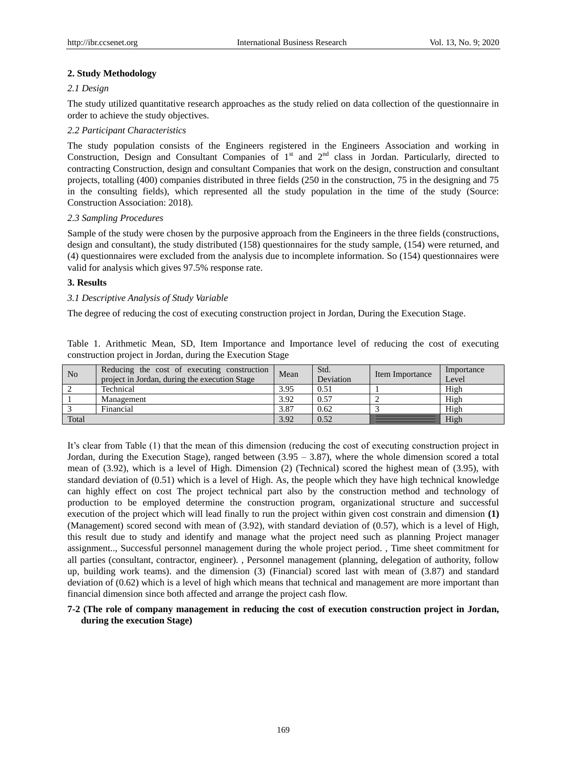## 2. Study Methodology

### *2.1 Design*

The study utilized quantitative research approaches as the study relied on data collection of the questionnaire in order to achieve the study objectives.

### *2.2 Participant Characteristics*

The study population consists of the Engineers registered in the Engineers Association and working in Construction, Design and Consultant Companies of 1st and 2nd class in Jordan. Particularly, directed to contracting Construction, design and consultant Companies that work on the design, construction and consultant projects, totalling (400) companies distributed in three fields (250 in the construction, 75 in the designing and 75 in the consulting fields), which represented all the study population in the time of the study (Source: Construction Association: 2018).

### *2.3 Sampling Procedures*

Sample of the study were chosen by the purposive approach from the Engineers in the three fields (constructions, design and consultant), the study distributed (158) questionnaires for the study sample, (154) were returned, and (4) questionnaires were excluded from the analysis due to incomplete information. So (154) questionnaires were valid for analysis which gives 97.5% response rate.

## 3. Results

### *3.1 Descriptive Analysis of Study Variable*

The degree of reducing the cost of executing construction project in Jordan, During the Execution Stage.

Table 1. Arithmetic Mean, SD, Item Importance and Importance level of reducing the cost of executing construction project in Jordan, during the Execution Stage

| No | Reducing the cost of executing construction project in Jordan, during the execution Stage | Mean | Std. Deviation | Item Importance | Importance Level |
|---|---|---|---|---|---|
| 2 | Technical | 3.95 | 0.51 | 1 | High |
| 1 | Management | 3.92 | 0.57 | 2 | High |
| 3 | Financial | 3.87 | 0.62 | 3 | High |
| Total | | 3.92 | 0.52 | | High |

It's clear from Table (1) that the mean of this dimension (reducing the cost of executing construction project in Jordan, during the Execution Stage), ranged between (3.95 – 3.87), where the whole dimension scored a total mean of (3.92), which is a level of High. Dimension (2) (Technical) scored the highest mean of (3.95), with standard deviation of (0.51) which is a level of High. As, the people which they have high technical knowledge can highly effect on cost The project technical part also by the construction method and technology of production to be employed determine the construction program, organizational structure and successful execution of the project which will lead finally to run the project within given cost constrain and dimension **(1)** (Management) scored second with mean of (3.92), with standard deviation of (0.57), which is a level of High, this result due to study and identify and manage what the project need such as planning Project manager assignment.., Successful personnel management during the whole project period. , Time sheet commitment for all parties (consultant, contractor, engineer). , Personnel management (planning, delegation of authority, follow up, building work teams). and the dimension (3) (Financial) scored last with mean of (3.87) and standard deviation of (0.62) which is a level of high which means that technical and management are more important than financial dimension since both affected and arrange the project cash flow.

**7-2 (The role of company management in reducing the cost of execution construction project in Jordan, during the execution Stage)**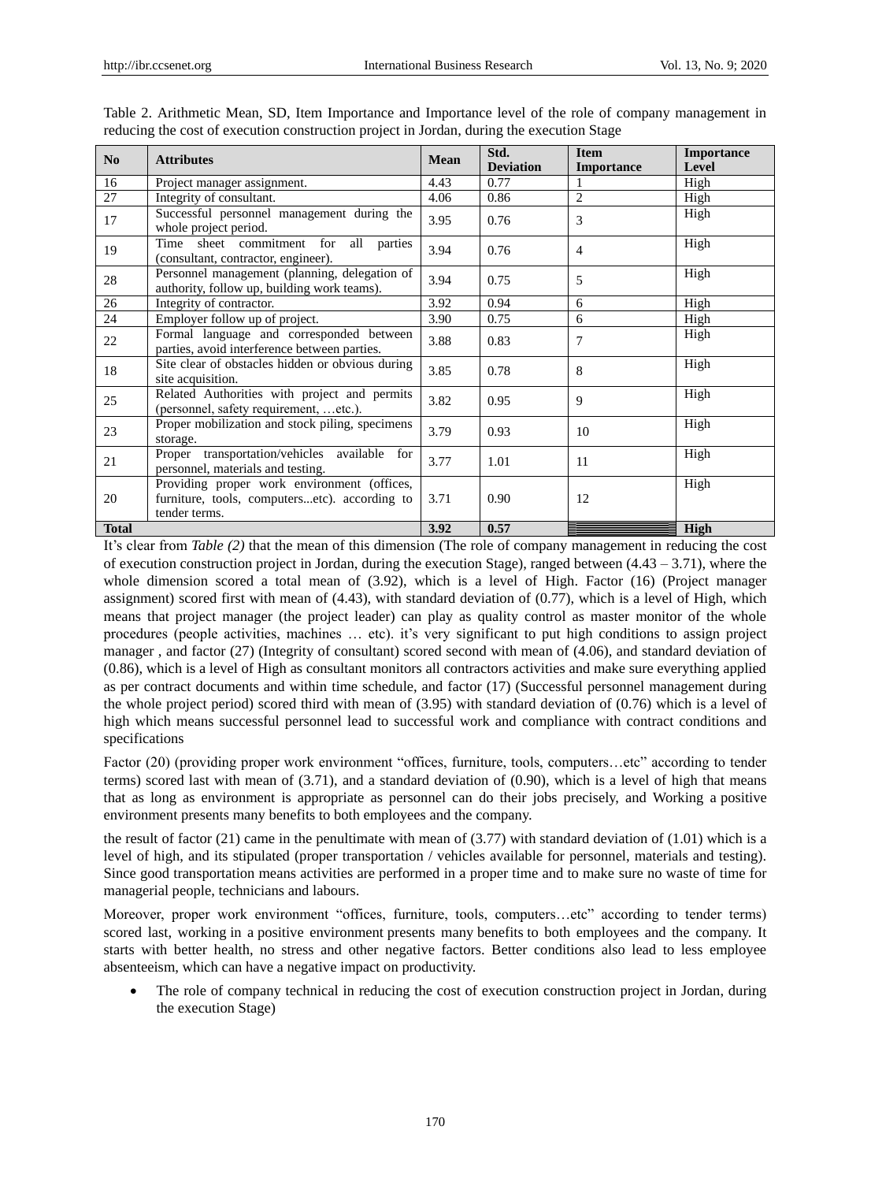Table 2. Arithmetic Mean, SD, Item Importance and Importance level of the role of company management in reducing the cost of execution construction project in Jordan, during the execution Stage

| No | Attributes | Mean | Std. Deviation | Item Importance | Importance Level |
|---|---|---|---|---|---|
| 16 | Project manager assignment. | 4.43 | 0.77 | 1 | High |
| 27 | Integrity of consultant. | 4.06 | 0.86 | 2 | High |
| 17 | Successful personnel management during the whole project period. | 3.95 | 0.76 | 3 | High |
| 19 | Time sheet commitment for all parties (consultant, contractor, engineer). | 3.94 | 0.76 | 4 | High |
| 28 | Personnel management (planning, delegation of authority, follow up, building work teams). | 3.94 | 0.75 | 5 | High |
| 26 | Integrity of contractor. | 3.92 | 0.94 | 6 | High |
| 24 | Employer follow up of project. | 3.90 | 0.75 | 6 | High |
| 22 | Formal language and corresponded between parties, avoid interference between parties. | 3.88 | 0.83 | 7 | High |
| 18 | Site clear of obstacles hidden or obvious during site acquisition. | 3.85 | 0.78 | 8 | High |
| 25 | Related Authorities with project and permits (personnel, safety requirement, …etc.). | 3.82 | 0.95 | 9 | High |
| 23 | Proper mobilization and stock piling, specimens storage. | 3.79 | 0.93 | 10 | High |
| 21 | Proper transportation/vehicles available for personnel, materials and testing. | 3.77 | 1.01 | 11 | High |
| 20 | Providing proper work environment (offices, furniture, tools, computers...etc). according to tender terms. | 3.71 | 0.90 | 12 | High |
| **Total** | | **3.92** | **0.57** | | **High** |

It's clear from *Table (2)* that the mean of this dimension (The role of company management in reducing the cost of execution construction project in Jordan, during the execution Stage), ranged between (4.43 – 3.71), where the whole dimension scored a total mean of (3.92), which is a level of High. Factor (16) (Project manager assignment) scored first with mean of (4.43), with standard deviation of (0.77), which is a level of High, which means that project manager (the project leader) can play as quality control as master monitor of the whole procedures (people activities, machines … etc). it's very significant to put high conditions to assign project manager , and factor (27) (Integrity of consultant) scored second with mean of (4.06), and standard deviation of (0.86), which is a level of High as consultant monitors all contractors activities and make sure everything applied as per contract documents and within time schedule, and factor (17) (Successful personnel management during the whole project period) scored third with mean of (3.95) with standard deviation of (0.76) which is a level of high which means successful personnel lead to successful work and compliance with contract conditions and specifications

Factor (20) (providing proper work environment "offices, furniture, tools, computers…etc" according to tender terms) scored last with mean of (3.71), and a standard deviation of (0.90), which is a level of high that means that as long as environment is appropriate as personnel can do their jobs precisely, and Working a positive environment presents many benefits to both employees and the company.

the result of factor (21) came in the penultimate with mean of (3.77) with standard deviation of (1.01) which is a level of high, and its stipulated (proper transportation / vehicles available for personnel, materials and testing). Since good transportation means activities are performed in a proper time and to make sure no waste of time for managerial people, technicians and labours.

Moreover, proper work environment "offices, furniture, tools, computers…etc" according to tender terms) scored last, working in a positive environment presents many benefits to both employees and the company. It starts with better health, no stress and other negative factors. Better conditions also lead to less employee absenteeism, which can have a negative impact on productivity.

- The role of company technical in reducing the cost of execution construction project in Jordan, during the execution Stage)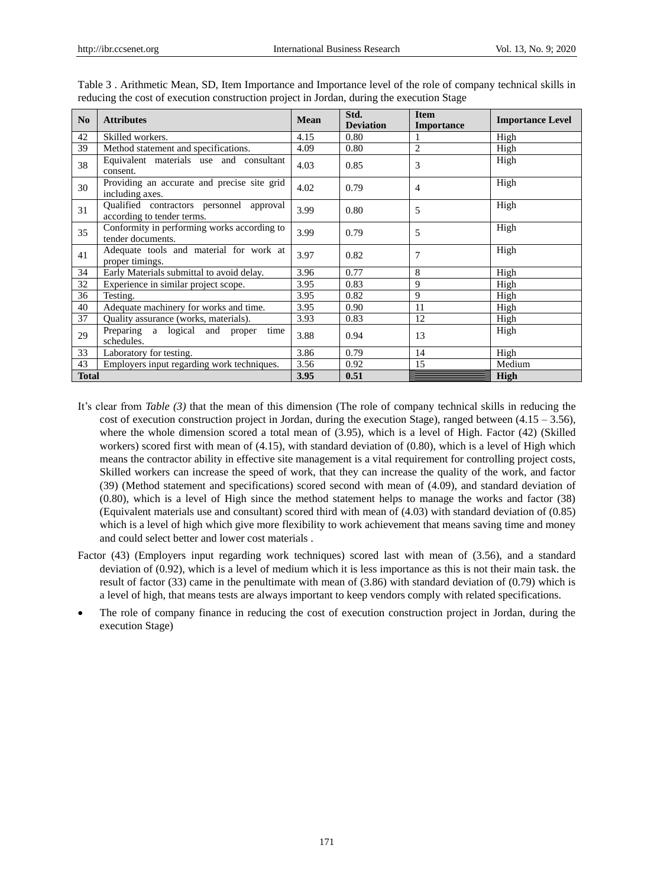Table 3 . Arithmetic Mean, SD, Item Importance and Importance level of the role of company technical skills in reducing the cost of execution construction project in Jordan, during the execution Stage

| No | Attributes | Mean | Std. Deviation | Item Importance | Importance Level |
|---|---|---|---|---|---|
| 42 | Skilled workers. | 4.15 | 0.80 | 1 | High |
| 39 | Method statement and specifications. | 4.09 | 0.80 | 2 | High |
| 38 | Equivalent materials use and consultant consent. | 4.03 | 0.85 | 3 | High |
| 30 | Providing an accurate and precise site grid including axes. | 4.02 | 0.79 | 4 | High |
| 31 | Qualified contractors personnel approval according to tender terms. | 3.99 | 0.80 | 5 | High |
| 35 | Conformity in performing works according to tender documents. | 3.99 | 0.79 | 5 | High |
| 41 | Adequate tools and material for work at proper timings. | 3.97 | 0.82 | 7 | High |
| 34 | Early Materials submittal to avoid delay. | 3.96 | 0.77 | 8 | High |
| 32 | Experience in similar project scope. | 3.95 | 0.83 | 9 | High |
| 36 | Testing. | 3.95 | 0.82 | 9 | High |
| 40 | Adequate machinery for works and time. | 3.95 | 0.90 | 11 | High |
| 37 | Quality assurance (works, materials). | 3.93 | 0.83 | 12 | High |
| 29 | Preparing a logical and proper time schedules. | 3.88 | 0.94 | 13 | High |
| 33 | Laboratory for testing. | 3.86 | 0.79 | 14 | High |
| 43 | Employers input regarding work techniques. | 3.56 | 0.92 | 15 | Medium |
| **Total** | | **3.95** | **0.51** | | **High** |

It's clear from *Table (3)* that the mean of this dimension (The role of company technical skills in reducing the cost of execution construction project in Jordan, during the execution Stage), ranged between (4.15 – 3.56), where the whole dimension scored a total mean of (3.95), which is a level of High. Factor (42) (Skilled workers) scored first with mean of (4.15), with standard deviation of (0.80), which is a level of High which means the contractor ability in effective site management is a vital requirement for controlling project costs, Skilled workers can increase the speed of work, that they can increase the quality of the work, and factor (39) (Method statement and specifications) scored second with mean of (4.09), and standard deviation of (0.80), which is a level of High since the method statement helps to manage the works and factor (38) (Equivalent materials use and consultant) scored third with mean of (4.03) with standard deviation of (0.85) which is a level of high which give more flexibility to work achievement that means saving time and money and could select better and lower cost materials .

Factor (43) (Employers input regarding work techniques) scored last with mean of (3.56), and a standard deviation of (0.92), which is a level of medium which it is less importance as this is not their main task. the result of factor (33) came in the penultimate with mean of (3.86) with standard deviation of (0.79) which is a level of high, that means tests are always important to keep vendors comply with related specifications.

- The role of company finance in reducing the cost of execution construction project in Jordan, during the execution Stage)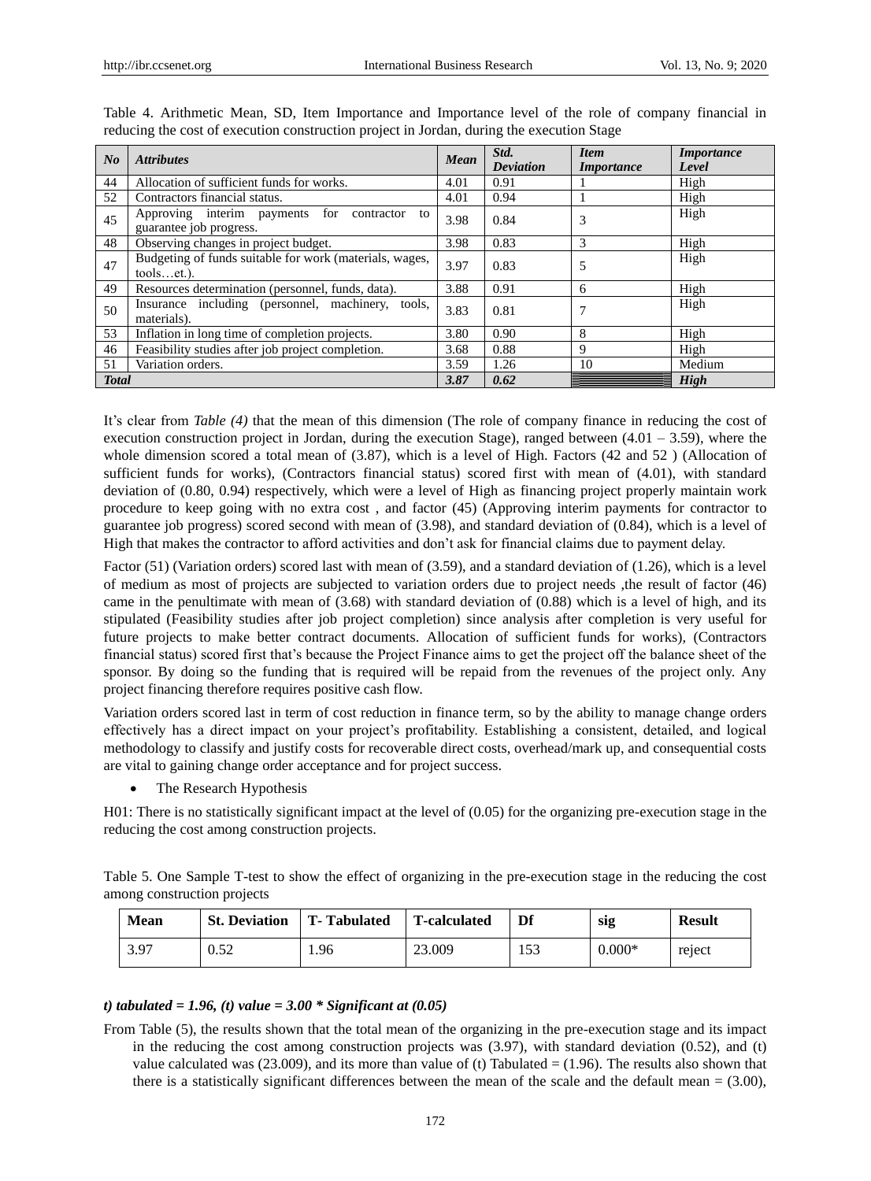Table 4. Arithmetic Mean, SD, Item Importance and Importance level of the role of company financial in reducing the cost of execution construction project in Jordan, during the execution Stage

| *No* | *Attributes* | *Mean* | *Std. Deviation* | *Item Importance* | *Importance Level* |
|---|---|---|---|---|---|
| 44 | Allocation of sufficient funds for works. | 4.01 | 0.91 | 1 | High |
| 52 | Contractors financial status. | 4.01 | 0.94 | 1 | High |
| 45 | Approving interim payments for contractor to guarantee job progress. | 3.98 | 0.84 | 3 | High |
| 48 | Observing changes in project budget. | 3.98 | 0.83 | 3 | High |
| 47 | Budgeting of funds suitable for work (materials, wages, tools…et.). | 3.97 | 0.83 | 5 | High |
| 49 | Resources determination (personnel, funds, data). | 3.88 | 0.91 | 6 | High |
| 50 | Insurance including (personnel, machinery, tools, materials). | 3.83 | 0.81 | 7 | High |
| 53 | Inflation in long time of completion projects. | 3.80 | 0.90 | 8 | High |
| 46 | Feasibility studies after job project completion. | 3.68 | 0.88 | 9 | High |
| 51 | Variation orders. | 3.59 | 1.26 | 10 | Medium |
| ***Total*** | | ***3.87*** | ***0.62*** | | ***High*** |

It's clear from *Table (4)* that the mean of this dimension (The role of company finance in reducing the cost of execution construction project in Jordan, during the execution Stage), ranged between (4.01 – 3.59), where the whole dimension scored a total mean of (3.87), which is a level of High. Factors (42 and 52 ) (Allocation of sufficient funds for works), (Contractors financial status) scored first with mean of (4.01), with standard deviation of (0.80, 0.94) respectively, which were a level of High as financing project properly maintain work procedure to keep going with no extra cost , and factor (45) (Approving interim payments for contractor to guarantee job progress) scored second with mean of (3.98), and standard deviation of (0.84), which is a level of High that makes the contractor to afford activities and don't ask for financial claims due to payment delay.

Factor (51) (Variation orders) scored last with mean of (3.59), and a standard deviation of (1.26), which is a level of medium as most of projects are subjected to variation orders due to project needs ,the result of factor (46) came in the penultimate with mean of (3.68) with standard deviation of (0.88) which is a level of high, and its stipulated (Feasibility studies after job project completion) since analysis after completion is very useful for future projects to make better contract documents. Allocation of sufficient funds for works), (Contractors financial status) scored first that's because the Project Finance aims to get the project off the balance sheet of the sponsor. By doing so the funding that is required will be repaid from the revenues of the project only. Any project financing therefore requires positive cash flow.

Variation orders scored last in term of cost reduction in finance term, so by the ability to manage change orders effectively has a direct impact on your project's profitability. Establishing a consistent, detailed, and logical methodology to classify and justify costs for recoverable direct costs, overhead/mark up, and consequential costs are vital to gaining change order acceptance and for project success.

- The Research Hypothesis

H01: There is no statistically significant impact at the level of (0.05) for the organizing pre-execution stage in the reducing the cost among construction projects.

Table 5. One Sample T-test to show the effect of organizing in the pre-execution stage in the reducing the cost among construction projects

| Mean | St. Deviation | T- Tabulated | T-calculated | Df | sig | Result |
|---|---|---|---|---|---|---|
| 3.97 | 0.52 | 1.96 | 23.009 | 153 | 0.000* | reject |

***t) tabulated = 1.96, (t) value = 3.00 * Significant at (0.05)***

From Table (5), the results shown that the total mean of the organizing in the pre-execution stage and its impact in the reducing the cost among construction projects was (3.97), with standard deviation (0.52), and (t) value calculated was (23.009), and its more than value of (t) Tabulated = (1.96). The results also shown that there is a statistically significant differences between the mean of the scale and the default mean = (3.00),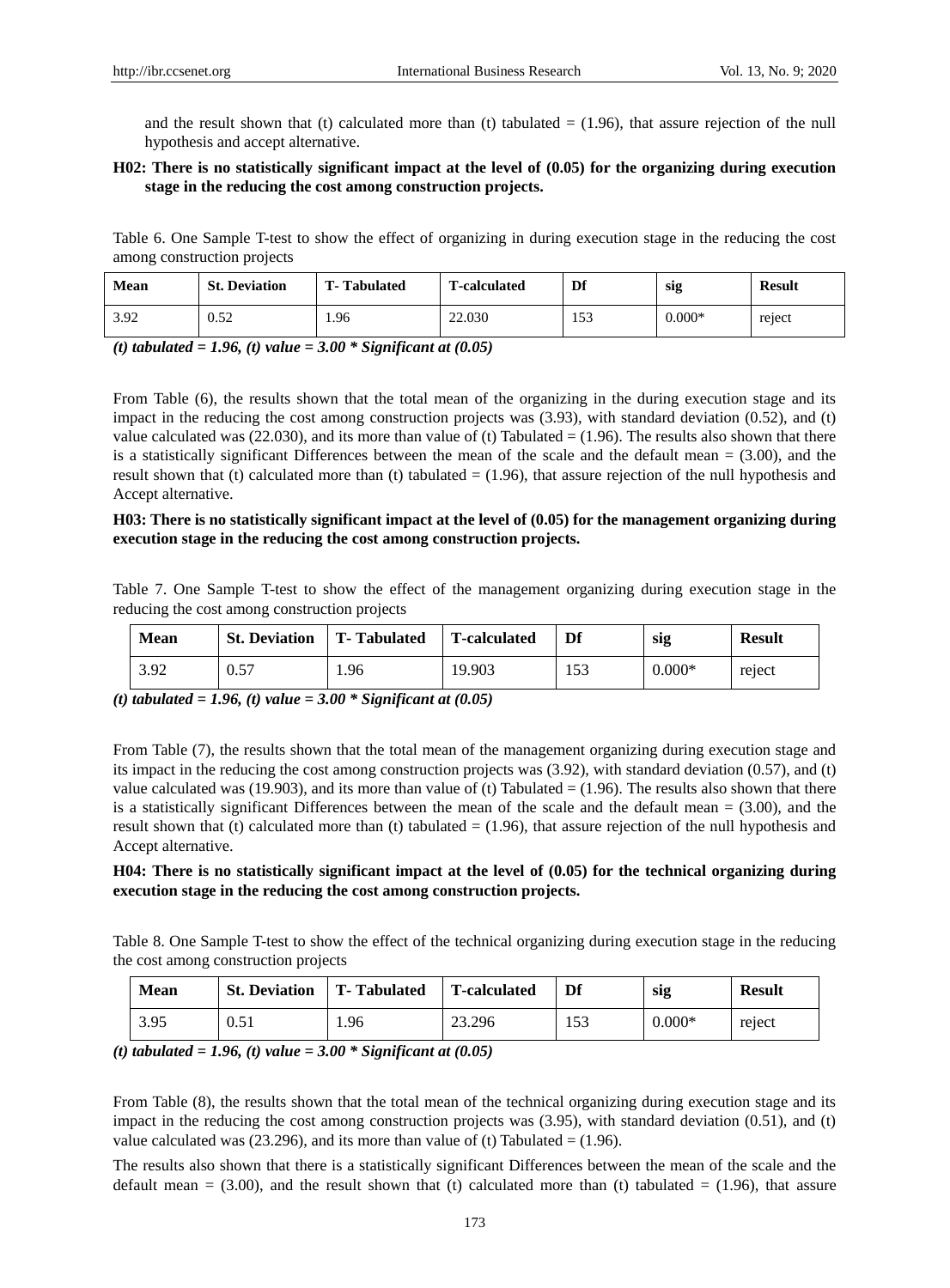and the result shown that (t) calculated more than (t) tabulated = (1.96), that assure rejection of the null hypothesis and accept alternative.

**H02: There is no statistically significant impact at the level of (0.05) for the organizing during execution stage in the reducing the cost among construction projects.**

Table 6. One Sample T-test to show the effect of organizing in during execution stage in the reducing the cost among construction projects

| Mean | St. Deviation | T- Tabulated | T-calculated | Df | sig | Result |
|---|---|---|---|---|---|---|
| 3.92 | 0.52 | 1.96 | 22.030 | 153 | 0.000* | reject |

***(t) tabulated = 1.96, (t) value = 3.00 * Significant at (0.05)***

From Table (6), the results shown that the total mean of the organizing in the during execution stage and its impact in the reducing the cost among construction projects was (3.93), with standard deviation (0.52), and (t) value calculated was (22.030), and its more than value of (t) Tabulated = (1.96). The results also shown that there is a statistically significant Differences between the mean of the scale and the default mean = (3.00), and the result shown that (t) calculated more than (t) tabulated = (1.96), that assure rejection of the null hypothesis and Accept alternative.

**H03: There is no statistically significant impact at the level of (0.05) for the management organizing during execution stage in the reducing the cost among construction projects.**

Table 7. One Sample T-test to show the effect of the management organizing during execution stage in the reducing the cost among construction projects

| Mean | St. Deviation | T- Tabulated | T-calculated | Df | sig | Result |
|---|---|---|---|---|---|---|
| 3.92 | 0.57 | 1.96 | 19.903 | 153 | 0.000* | reject |

***(t) tabulated = 1.96, (t) value = 3.00 * Significant at (0.05)***

From Table (7), the results shown that the total mean of the management organizing during execution stage and its impact in the reducing the cost among construction projects was (3.92), with standard deviation (0.57), and (t) value calculated was (19.903), and its more than value of (t) Tabulated = (1.96). The results also shown that there is a statistically significant Differences between the mean of the scale and the default mean = (3.00), and the result shown that (t) calculated more than (t) tabulated = (1.96), that assure rejection of the null hypothesis and Accept alternative.

**H04: There is no statistically significant impact at the level of (0.05) for the technical organizing during execution stage in the reducing the cost among construction projects.**

Table 8. One Sample T-test to show the effect of the technical organizing during execution stage in the reducing the cost among construction projects

| Mean | St. Deviation | T- Tabulated | T-calculated | Df | sig | Result |
|---|---|---|---|---|---|---|
| 3.95 | 0.51 | 1.96 | 23.296 | 153 | 0.000* | reject |

***(t) tabulated = 1.96, (t) value = 3.00 * Significant at (0.05)***

From Table (8), the results shown that the total mean of the technical organizing during execution stage and its impact in the reducing the cost among construction projects was (3.95), with standard deviation (0.51), and (t) value calculated was (23.296), and its more than value of (t) Tabulated = (1.96).

The results also shown that there is a statistically significant Differences between the mean of the scale and the default mean = (3.00), and the result shown that (t) calculated more than (t) tabulated = (1.96), that assure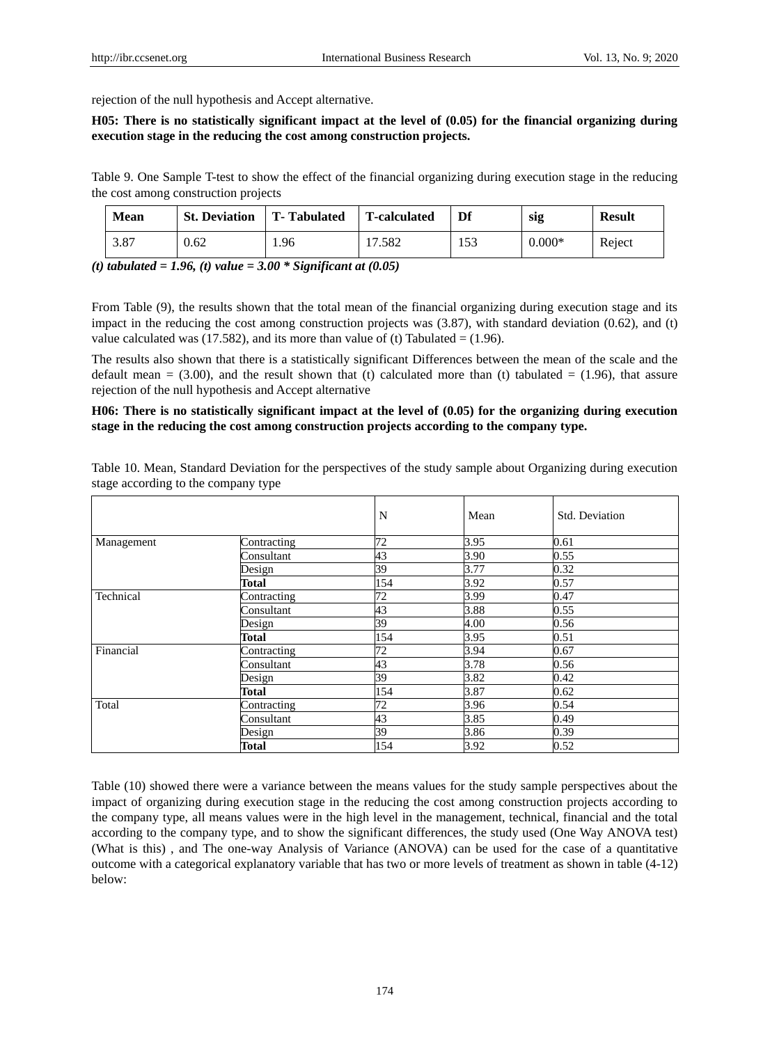rejection of the null hypothesis and Accept alternative.

**H05: There is no statistically significant impact at the level of (0.05) for the financial organizing during execution stage in the reducing the cost among construction projects.**

Table 9. One Sample T-test to show the effect of the financial organizing during execution stage in the reducing the cost among construction projects

| Mean | St. Deviation | T- Tabulated | T-calculated | Df | sig | Result |
|---|---|---|---|---|---|---|
| 3.87 | 0.62 | 1.96 | 17.582 | 153 | 0.000* | Reject |

***(t) tabulated = 1.96, (t) value = 3.00 * Significant at (0.05)***

From Table (9), the results shown that the total mean of the financial organizing during execution stage and its impact in the reducing the cost among construction projects was (3.87), with standard deviation (0.62), and (t) value calculated was (17.582), and its more than value of (t) Tabulated = (1.96).

The results also shown that there is a statistically significant Differences between the mean of the scale and the default mean = (3.00), and the result shown that (t) calculated more than (t) tabulated = (1.96), that assure rejection of the null hypothesis and Accept alternative

**H06: There is no statistically significant impact at the level of (0.05) for the organizing during execution stage in the reducing the cost among construction projects according to the company type.**

Table 10. Mean, Standard Deviation for the perspectives of the study sample about Organizing during execution stage according to the company type

| | | N | Mean | Std. Deviation |
|---|---|---|---|---|
| Management | Contracting | 72 | 3.95 | 0.61 |
| | Consultant | 43 | 3.90 | 0.55 |
| | Design | 39 | 3.77 | 0.32 |
| | **Total** | 154 | 3.92 | 0.57 |
| Technical | Contracting | 72 | 3.99 | 0.47 |
| | Consultant | 43 | 3.88 | 0.55 |
| | Design | 39 | 4.00 | 0.56 |
| | **Total** | 154 | 3.95 | 0.51 |
| Financial | Contracting | 72 | 3.94 | 0.67 |
| | Consultant | 43 | 3.78 | 0.56 |
| | Design | 39 | 3.82 | 0.42 |
| | **Total** | 154 | 3.87 | 0.62 |
| Total | Contracting | 72 | 3.96 | 0.54 |
| | Consultant | 43 | 3.85 | 0.49 |
| | Design | 39 | 3.86 | 0.39 |
| | **Total** | 154 | 3.92 | 0.52 |

Table (10) showed there were a variance between the means values for the study sample perspectives about the impact of organizing during execution stage in the reducing the cost among construction projects according to the company type, all means values were in the high level in the management, technical, financial and the total according to the company type, and to show the significant differences, the study used (One Way ANOVA test) (What is this) , and The one-way Analysis of Variance (ANOVA) can be used for the case of a quantitative outcome with a categorical explanatory variable that has two or more levels of treatment as shown in table (4-12) below: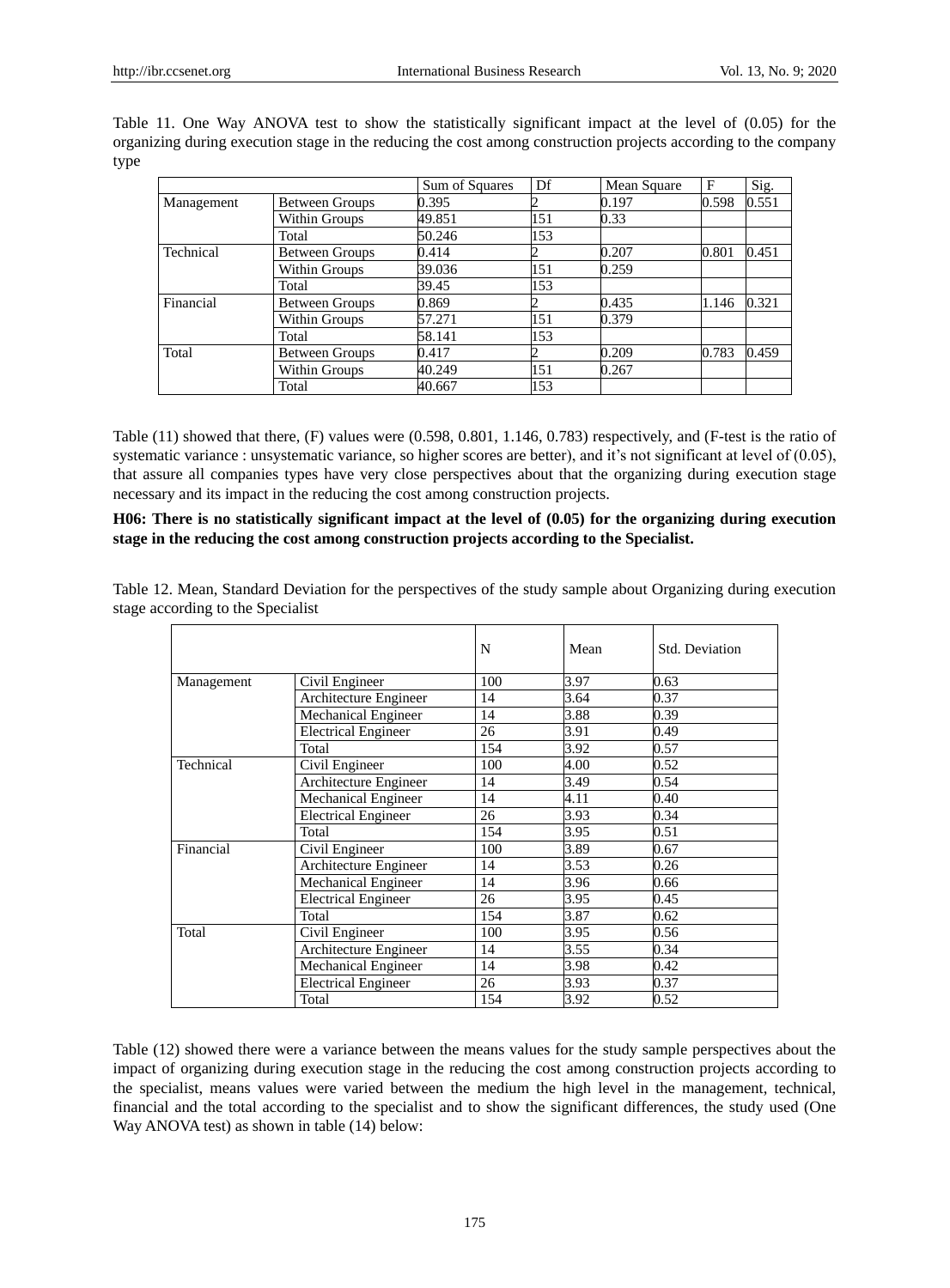Table 11. One Way ANOVA test to show the statistically significant impact at the level of (0.05) for the organizing during execution stage in the reducing the cost among construction projects according to the company type

| | | Sum of Squares | Df | Mean Square | F | Sig. |
|---|---|---|---|---|---|---|
| Management | Between Groups | 0.395 | 2 | 0.197 | 0.598 | 0.551 |
| | Within Groups | 49.851 | 151 | 0.33 | | |
| | Total | 50.246 | 153 | | | |
| Technical | Between Groups | 0.414 | 2 | 0.207 | 0.801 | 0.451 |
| | Within Groups | 39.036 | 151 | 0.259 | | |
| | Total | 39.45 | 153 | | | |
| Financial | Between Groups | 0.869 | 2 | 0.435 | 1.146 | 0.321 |
| | Within Groups | 57.271 | 151 | 0.379 | | |
| | Total | 58.141 | 153 | | | |
| Total | Between Groups | 0.417 | 2 | 0.209 | 0.783 | 0.459 |
| | Within Groups | 40.249 | 151 | 0.267 | | |
| | Total | 40.667 | 153 | | | |

Table (11) showed that there, (F) values were (0.598, 0.801, 1.146, 0.783) respectively, and (F-test is the ratio of systematic variance : unsystematic variance, so higher scores are better), and it's not significant at level of (0.05), that assure all companies types have very close perspectives about that the organizing during execution stage necessary and its impact in the reducing the cost among construction projects.

**H06: There is no statistically significant impact at the level of (0.05) for the organizing during execution stage in the reducing the cost among construction projects according to the Specialist.**

Table 12. Mean, Standard Deviation for the perspectives of the study sample about Organizing during execution stage according to the Specialist

| | | N | Mean | Std. Deviation |
|---|---|---|---|---|
| Management | Civil Engineer | 100 | 3.97 | 0.63 |
| | Architecture Engineer | 14 | 3.64 | 0.37 |
| | Mechanical Engineer | 14 | 3.88 | 0.39 |
| | Electrical Engineer | 26 | 3.91 | 0.49 |
| | Total | 154 | 3.92 | 0.57 |
| Technical | Civil Engineer | 100 | 4.00 | 0.52 |
| | Architecture Engineer | 14 | 3.49 | 0.54 |
| | Mechanical Engineer | 14 | 4.11 | 0.40 |
| | Electrical Engineer | 26 | 3.93 | 0.34 |
| | Total | 154 | 3.95 | 0.51 |
| Financial | Civil Engineer | 100 | 3.89 | 0.67 |
| | Architecture Engineer | 14 | 3.53 | 0.26 |
| | Mechanical Engineer | 14 | 3.96 | 0.66 |
| | Electrical Engineer | 26 | 3.95 | 0.45 |
| | Total | 154 | 3.87 | 0.62 |
| Total | Civil Engineer | 100 | 3.95 | 0.56 |
| | Architecture Engineer | 14 | 3.55 | 0.34 |
| | Mechanical Engineer | 14 | 3.98 | 0.42 |
| | Electrical Engineer | 26 | 3.93 | 0.37 |
| | Total | 154 | 3.92 | 0.52 |

Table (12) showed there were a variance between the means values for the study sample perspectives about the impact of organizing during execution stage in the reducing the cost among construction projects according to the specialist, means values were varied between the medium the high level in the management, technical, financial and the total according to the specialist and to show the significant differences, the study used (One Way ANOVA test) as shown in table (14) below: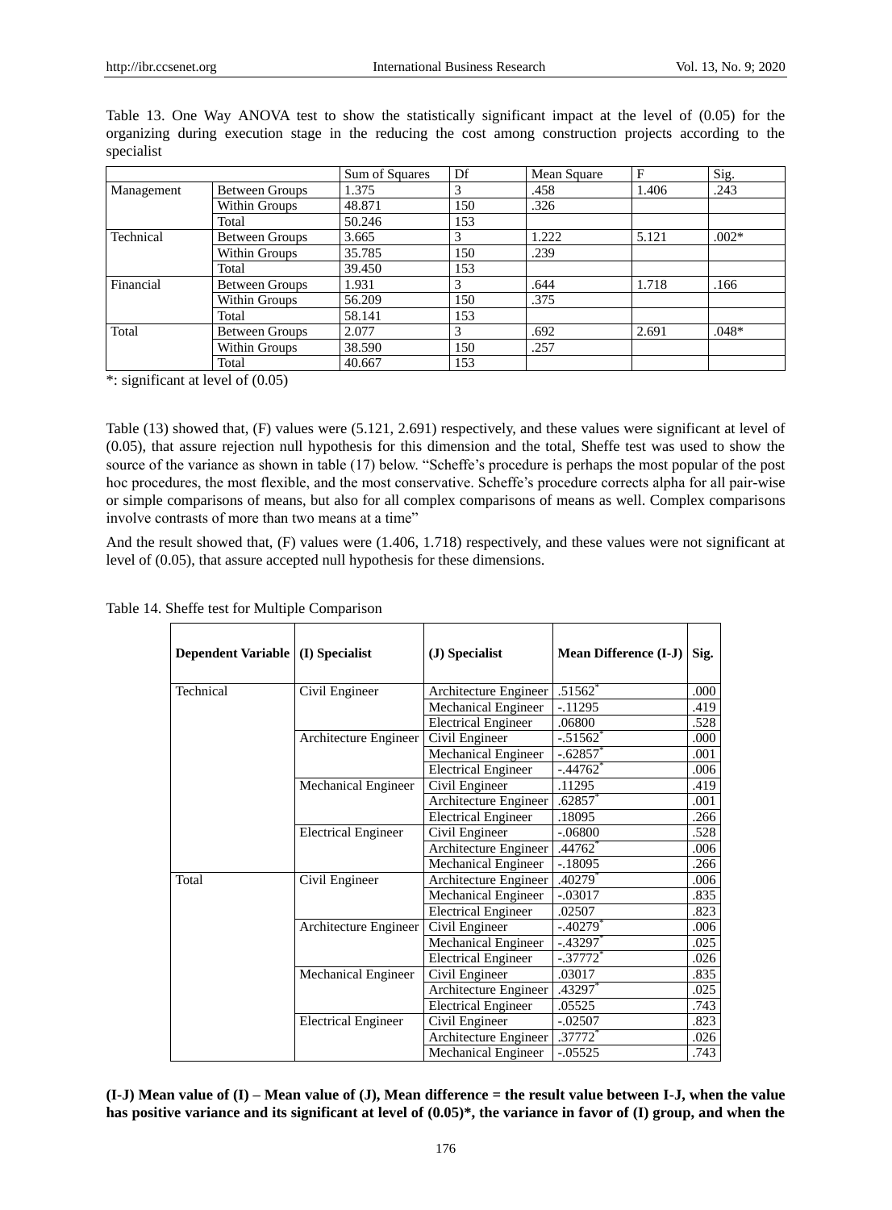Table 13. One Way ANOVA test to show the statistically significant impact at the level of (0.05) for the organizing during execution stage in the reducing the cost among construction projects according to the specialist

| | | Sum of Squares | Df | Mean Square | F | Sig. |
|---|---|---|---|---|---|---|
| Management | Between Groups | 1.375 | 3 | .458 | 1.406 | .243 |
| | Within Groups | 48.871 | 150 | .326 | | |
| | Total | 50.246 | 153 | | | |
| Technical | Between Groups | 3.665 | 3 | 1.222 | 5.121 | .002* |
| | Within Groups | 35.785 | 150 | .239 | | |
| | Total | 39.450 | 153 | | | |
| Financial | Between Groups | 1.931 | 3 | .644 | 1.718 | .166 |
| | Within Groups | 56.209 | 150 | .375 | | |
| | Total | 58.141 | 153 | | | |
| Total | Between Groups | 2.077 | 3 | .692 | 2.691 | .048* |
| | Within Groups | 38.590 | 150 | .257 | | |
| | Total | 40.667 | 153 | | | |

*: significant at level of (0.05)

Table (13) showed that, (F) values were (5.121, 2.691) respectively, and these values were significant at level of (0.05), that assure rejection null hypothesis for this dimension and the total, Sheffe test was used to show the source of the variance as shown in table (17) below. "Scheffe's procedure is perhaps the most popular of the post hoc procedures, the most flexible, and the most conservative. Scheffe's procedure corrects alpha for all pair-wise or simple comparisons of means, but also for all complex comparisons of means as well. Complex comparisons involve contrasts of more than two means at a time"

And the result showed that, (F) values were (1.406, 1.718) respectively, and these values were not significant at level of (0.05), that assure accepted null hypothesis for these dimensions.

Table 14. Sheffe test for Multiple Comparison

| Dependent Variable | (I) Specialist | (J) Specialist | Mean Difference (I-J) | Sig. |
|---|---|---|---|---|
| Technical | Civil Engineer | Architecture Engineer | .51562* | .000 |
| | | Mechanical Engineer | -.11295 | .419 |
| | | Electrical Engineer | .06800 | .528 |
| | Architecture Engineer | Civil Engineer | -.51562* | .000 |
| | | Mechanical Engineer | -.62857* | .001 |
| | | Electrical Engineer | -.44762* | .006 |
| | Mechanical Engineer | Civil Engineer | .11295 | .419 |
| | | Architecture Engineer | .62857* | .001 |
| | | Electrical Engineer | .18095 | .266 |
| | Electrical Engineer | Civil Engineer | -.06800 | .528 |
| | | Architecture Engineer | .44762* | .006 |
| | | Mechanical Engineer | -.18095 | .266 |
| Total | Civil Engineer | Architecture Engineer | .40279* | .006 |
| | | Mechanical Engineer | -.03017 | .835 |
| | | Electrical Engineer | .02507 | .823 |
| | Architecture Engineer | Civil Engineer | -.40279* | .006 |
| | | Mechanical Engineer | -.43297* | .025 |
| | | Electrical Engineer | -.37772* | .026 |
| | Mechanical Engineer | Civil Engineer | .03017 | .835 |
| | | Architecture Engineer | .43297* | .025 |
| | | Electrical Engineer | .05525 | .743 |
| | Electrical Engineer | Civil Engineer | -.02507 | .823 |
| | | Architecture Engineer | .37772* | .026 |
| | | Mechanical Engineer | -.05525 | .743 |

**(I-J) Mean value of (I) – Mean value of (J), Mean difference = the result value between I-J, when the value has positive variance and its significant at level of (0.05)*, the variance in favor of (I) group, and when the**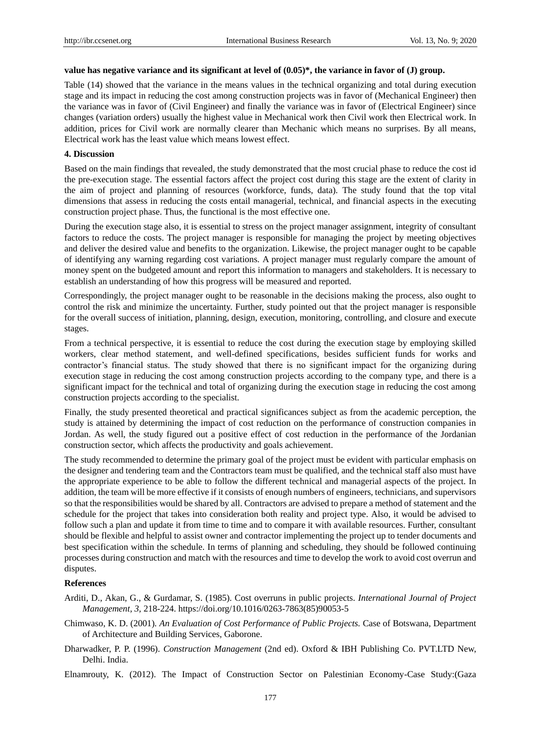**value has negative variance and its significant at level of (0.05)*, the variance in favor of (J) group.**

Table (14) showed that the variance in the means values in the technical organizing and total during execution stage and its impact in reducing the cost among construction projects was in favor of (Mechanical Engineer) then the variance was in favor of (Civil Engineer) and finally the variance was in favor of (Electrical Engineer) since changes (variation orders) usually the highest value in Mechanical work then Civil work then Electrical work. In addition, prices for Civil work are normally clearer than Mechanic which means no surprises. By all means, Electrical work has the least value which means lowest effect.

## 4. Discussion

Based on the main findings that revealed, the study demonstrated that the most crucial phase to reduce the cost id the pre-execution stage. The essential factors affect the project cost during this stage are the extent of clarity in the aim of project and planning of resources (workforce, funds, data). The study found that the top vital dimensions that assess in reducing the costs entail managerial, technical, and financial aspects in the executing construction project phase. Thus, the functional is the most effective one.

During the execution stage also, it is essential to stress on the project manager assignment, integrity of consultant factors to reduce the costs. The project manager is responsible for managing the project by meeting objectives and deliver the desired value and benefits to the organization. Likewise, the project manager ought to be capable of identifying any warning regarding cost variations. A project manager must regularly compare the amount of money spent on the budgeted amount and report this information to managers and stakeholders. It is necessary to establish an understanding of how this progress will be measured and reported.

Correspondingly, the project manager ought to be reasonable in the decisions making the process, also ought to control the risk and minimize the uncertainty. Further, study pointed out that the project manager is responsible for the overall success of initiation, planning, design, execution, monitoring, controlling, and closure and execute stages.

From a technical perspective, it is essential to reduce the cost during the execution stage by employing skilled workers, clear method statement, and well-defined specifications, besides sufficient funds for works and contractor's financial status. The study showed that there is no significant impact for the organizing during execution stage in reducing the cost among construction projects according to the company type, and there is a significant impact for the technical and total of organizing during the execution stage in reducing the cost among construction projects according to the specialist.

Finally, the study presented theoretical and practical significances subject as from the academic perception, the study is attained by determining the impact of cost reduction on the performance of construction companies in Jordan. As well, the study figured out a positive effect of cost reduction in the performance of the Jordanian construction sector, which affects the productivity and goals achievement.

The study recommended to determine the primary goal of the project must be evident with particular emphasis on the designer and tendering team and the Contractors team must be qualified, and the technical staff also must have the appropriate experience to be able to follow the different technical and managerial aspects of the project. In addition, the team will be more effective if it consists of enough numbers of engineers, technicians, and supervisors so that the responsibilities would be shared by all. Contractors are advised to prepare a method of statement and the schedule for the project that takes into consideration both reality and project type. Also, it would be advised to follow such a plan and update it from time to time and to compare it with available resources. Further, consultant should be flexible and helpful to assist owner and contractor implementing the project up to tender documents and best specification within the schedule. In terms of planning and scheduling, they should be followed continuing processes during construction and match with the resources and time to develop the work to avoid cost overrun and disputes.

## References

Arditi, D., Akan, G., & Gurdamar, S. (1985). Cost overruns in public projects. *International Journal of Project Management, 3,* 218-224. https://doi.org/10.1016/0263-7863(85)90053-5

Chimwaso, K. D. (2001). *An Evaluation of Cost Performance of Public Projects.* Case of Botswana, Department of Architecture and Building Services, Gaborone.

Dharwadker, P. P. (1996). *Construction Management* (2nd ed). Oxford & IBH Publishing Co. PVT.LTD New, Delhi. India.

Elnamrouty, K. (2012). The Impact of Construction Sector on Palestinian Economy-Case Study:(Gaza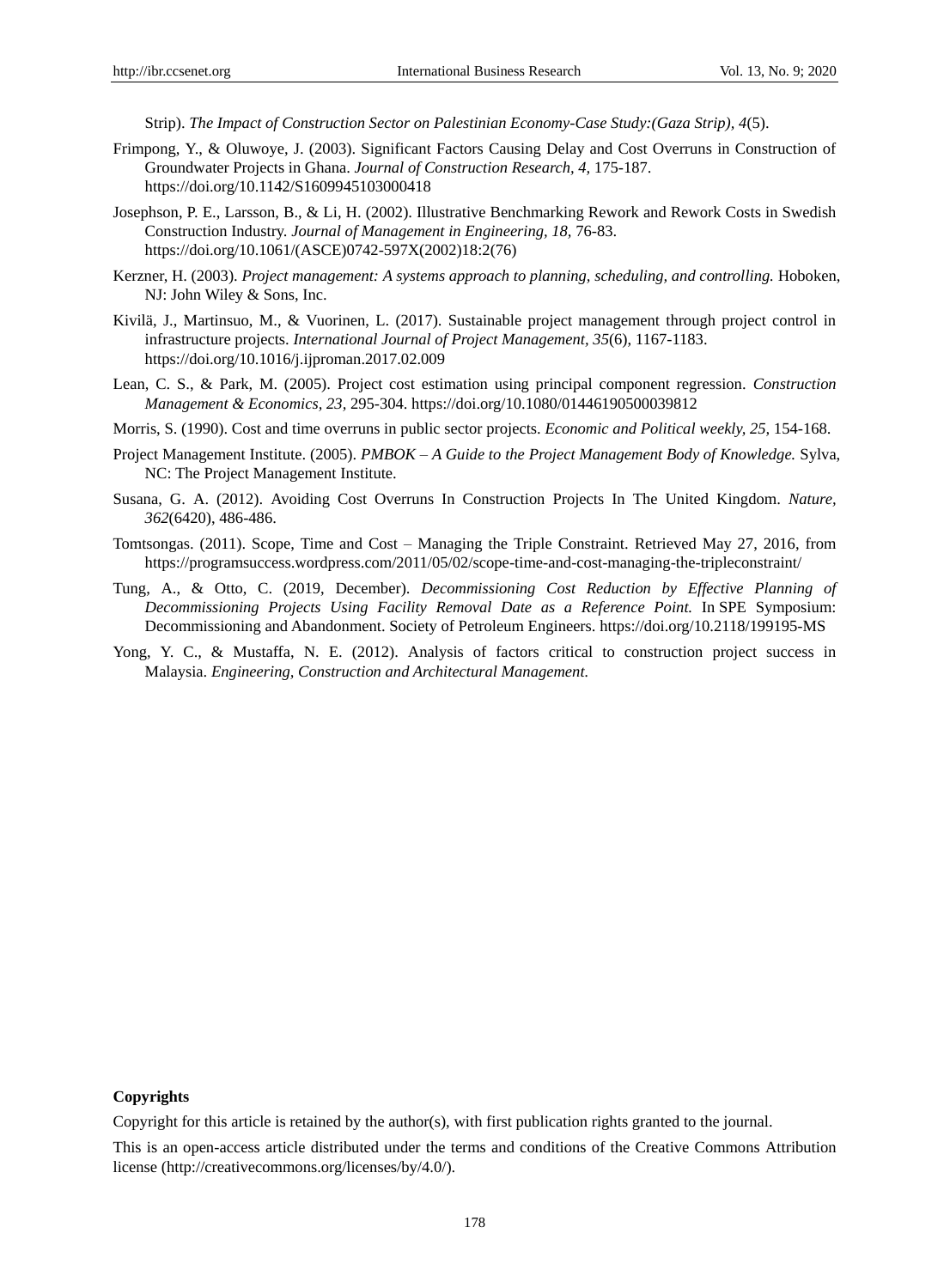Strip). *The Impact of Construction Sector on Palestinian Economy-Case Study:(Gaza Strip), 4*(5).

Frimpong, Y., & Oluwoye, J. (2003). Significant Factors Causing Delay and Cost Overruns in Construction of Groundwater Projects in Ghana. *Journal of Construction Research, 4,* 175-187. https://doi.org/10.1142/S1609945103000418

Josephson, P. E., Larsson, B., & Li, H. (2002). Illustrative Benchmarking Rework and Rework Costs in Swedish Construction Industry. *Journal of Management in Engineering, 18,* 76-83. https://doi.org/10.1061/(ASCE)0742-597X(2002)18:2(76)

Kerzner, H. (2003). *Project management: A systems approach to planning, scheduling, and controlling.* Hoboken, NJ: John Wiley & Sons, Inc.

Kivilä, J., Martinsuo, M., & Vuorinen, L. (2017). Sustainable project management through project control in infrastructure projects. *International Journal of Project Management, 35*(6), 1167-1183. https://doi.org/10.1016/j.ijproman.2017.02.009

Lean, C. S., & Park, M. (2005). Project cost estimation using principal component regression. *Construction Management & Economics, 23,* 295-304. https://doi.org/10.1080/01446190500039812

Morris, S. (1990). Cost and time overruns in public sector projects. *Economic and Political weekly, 25,* 154-168.

Project Management Institute. (2005). *PMBOK – A Guide to the Project Management Body of Knowledge.* Sylva, NC: The Project Management Institute.

Susana, G. A. (2012). Avoiding Cost Overruns In Construction Projects In The United Kingdom. *Nature, 362*(6420), 486-486.

Tomtsongas. (2011). Scope, Time and Cost – Managing the Triple Constraint. Retrieved May 27, 2016, from https://programsuccess.wordpress.com/2011/05/02/scope-time-and-cost-managing-the-tripleconstraint/

Tung, A., & Otto, C. (2019, December). *Decommissioning Cost Reduction by Effective Planning of Decommissioning Projects Using Facility Removal Date as a Reference Point.* In SPE Symposium: Decommissioning and Abandonment. Society of Petroleum Engineers. https://doi.org/10.2118/199195-MS

Yong, Y. C., & Mustaffa, N. E. (2012). Analysis of factors critical to construction project success in Malaysia. *Engineering, Construction and Architectural Management.*

**Copyrights**

Copyright for this article is retained by the author(s), with first publication rights granted to the journal.

This is an open-access article distributed under the terms and conditions of the Creative Commons Attribution license (http://creativecommons.org/licenses/by/4.0/).